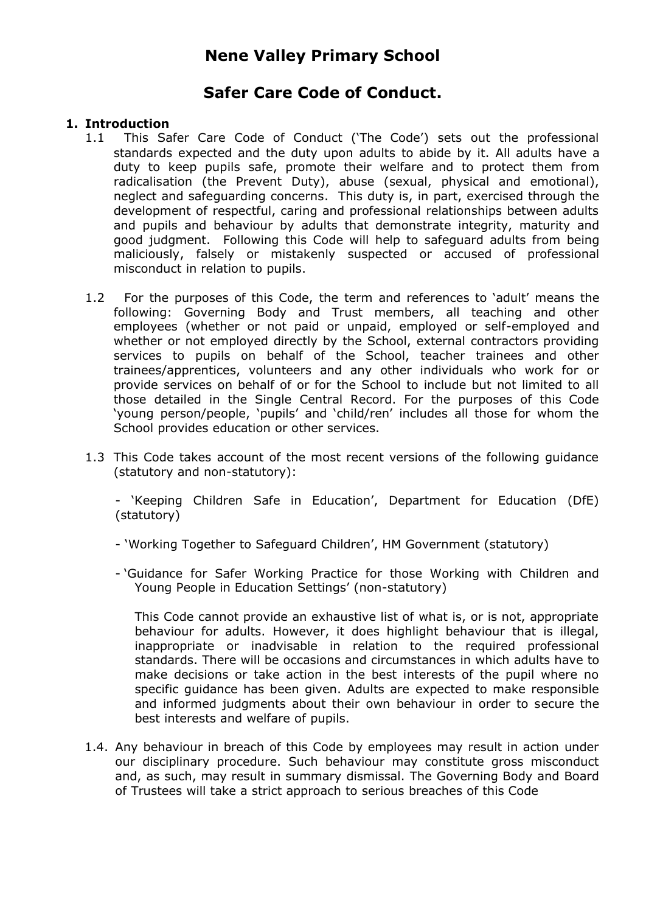# Nene Valley Primary School

## Safer Care Code of Conduct.

### 1. Introduction

1.1 This Safer Care Code of Conduct ('The Code') sets out the professional standards expected and the duty upon adults to abide by it. All adults have a duty to keep pupils safe, promote their welfare and to protect them from radicalisation (the Prevent Duty), abuse (sexual, physical and emotional), neglect and safeguarding concerns. This duty is, in part, exercised through the development of respectful, caring and professional relationships between adults and pupils and behaviour by adults that demonstrate integrity, maturity and good judgment. Following this Code will help to safeguard adults from being maliciously, falsely or mistakenly suspected or accused of professional misconduct in relation to pupils.

1.2 For the purposes of this Code, the term and references to 'adult' means the following: Governing Body and Trust members, all teaching and other employees (whether or not paid or unpaid, employed or self-employed and whether or not employed directly by the School, external contractors providing services to pupils on behalf of the School, teacher trainees and other trainees/apprentices, volunteers and any other individuals who work for or provide services on behalf of or for the School to include but not limited to all those detailed in the Single Central Record. For the purposes of this Code 'young person/people, 'pupils' and 'child/ren' includes all those for whom the School provides education or other services.

1.3 This Code takes account of the most recent versions of the following guidance (statutory and non-statutory):

- 'Keeping Children Safe in Education', Department for Education (DfE) (statutory)
- 'Working Together to Safeguard Children', HM Government (statutory)
- 'Guidance for Safer Working Practice for those Working with Children and Young People in Education Settings' (non-statutory)

This Code cannot provide an exhaustive list of what is, or is not, appropriate behaviour for adults. However, it does highlight behaviour that is illegal, inappropriate or inadvisable in relation to the required professional standards. There will be occasions and circumstances in which adults have to make decisions or take action in the best interests of the pupil where no specific guidance has been given. Adults are expected to make responsible and informed judgments about their own behaviour in order to secure the best interests and welfare of pupils.

1.4. Any behaviour in breach of this Code by employees may result in action under our disciplinary procedure. Such behaviour may constitute gross misconduct and, as such, may result in summary dismissal. The Governing Body and Board of Trustees will take a strict approach to serious breaches of this Code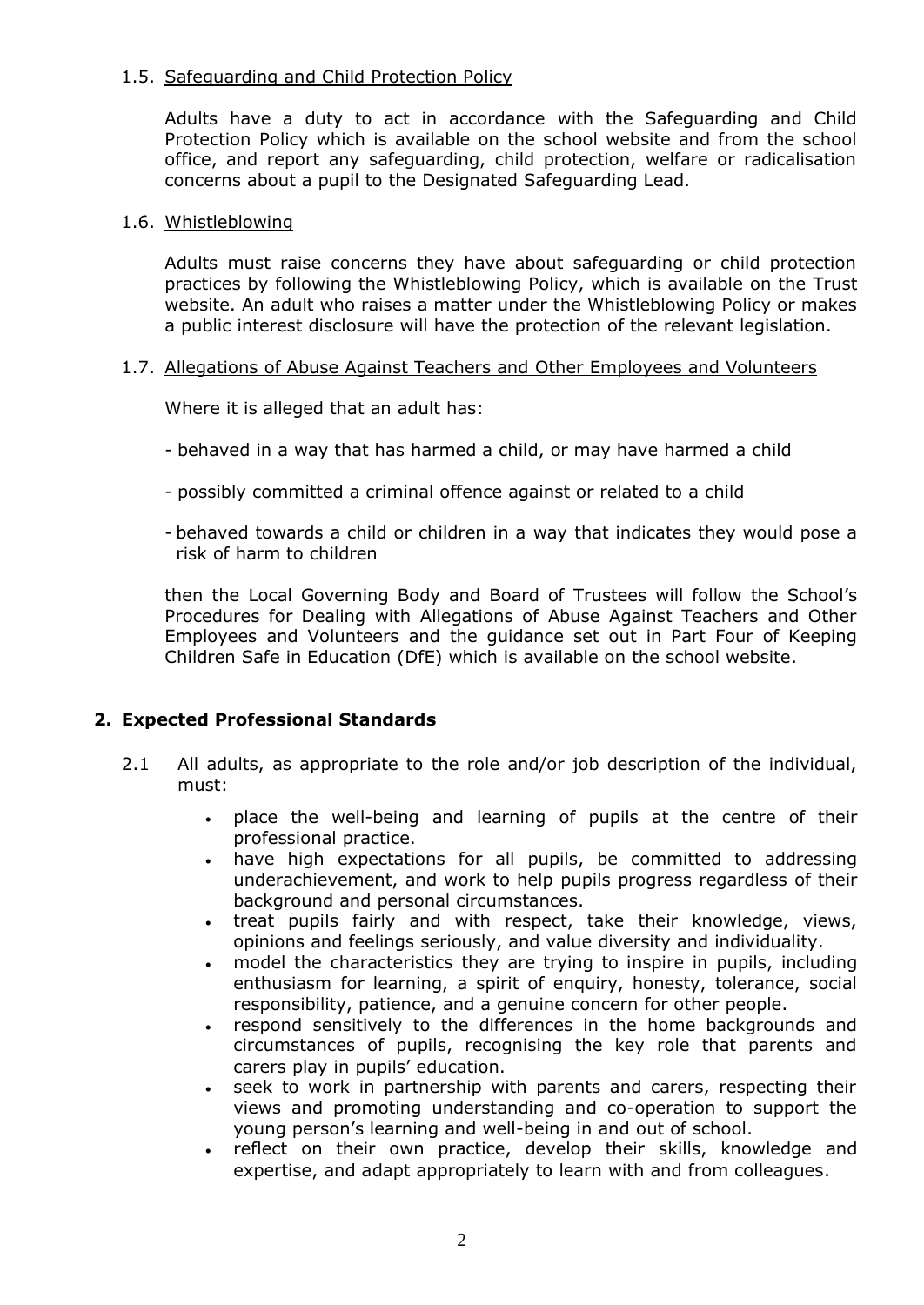### 1.5. Safeguarding and Child Protection Policy

Adults have a duty to act in accordance with the Safeguarding and Child Protection Policy which is available on the school website and from the school office, and report any safeguarding, child protection, welfare or radicalisation concerns about a pupil to the Designated Safeguarding Lead.

### 1.6. Whistleblowing

Adults must raise concerns they have about safeguarding or child protection practices by following the Whistleblowing Policy, which is available on the Trust website. An adult who raises a matter under the Whistleblowing Policy or makes a public interest disclosure will have the protection of the relevant legislation.

### 1.7. Allegations of Abuse Against Teachers and Other Employees and Volunteers

Where it is alleged that an adult has:

- behaved in a way that has harmed a child, or may have harmed a child
- possibly committed a criminal offence against or related to a child
- behaved towards a child or children in a way that indicates they would pose a risk of harm to children

then the Local Governing Body and Board of Trustees will follow the School's Procedures for Dealing with Allegations of Abuse Against Teachers and Other Employees and Volunteers and the guidance set out in Part Four of Keeping Children Safe in Education (DfE) which is available on the school website.

## 2. Expected Professional Standards

2.1 All adults, as appropriate to the role and/or job description of the individual, must:

- place the well-being and learning of pupils at the centre of their professional practice.
- have high expectations for all pupils, be committed to addressing underachievement, and work to help pupils progress regardless of their background and personal circumstances.
- treat pupils fairly and with respect, take their knowledge, views, opinions and feelings seriously, and value diversity and individuality.
- model the characteristics they are trying to inspire in pupils, including enthusiasm for learning, a spirit of enquiry, honesty, tolerance, social responsibility, patience, and a genuine concern for other people.
- respond sensitively to the differences in the home backgrounds and circumstances of pupils, recognising the key role that parents and carers play in pupils' education.
- seek to work in partnership with parents and carers, respecting their views and promoting understanding and co-operation to support the young person's learning and well-being in and out of school.
- reflect on their own practice, develop their skills, knowledge and expertise, and adapt appropriately to learn with and from colleagues.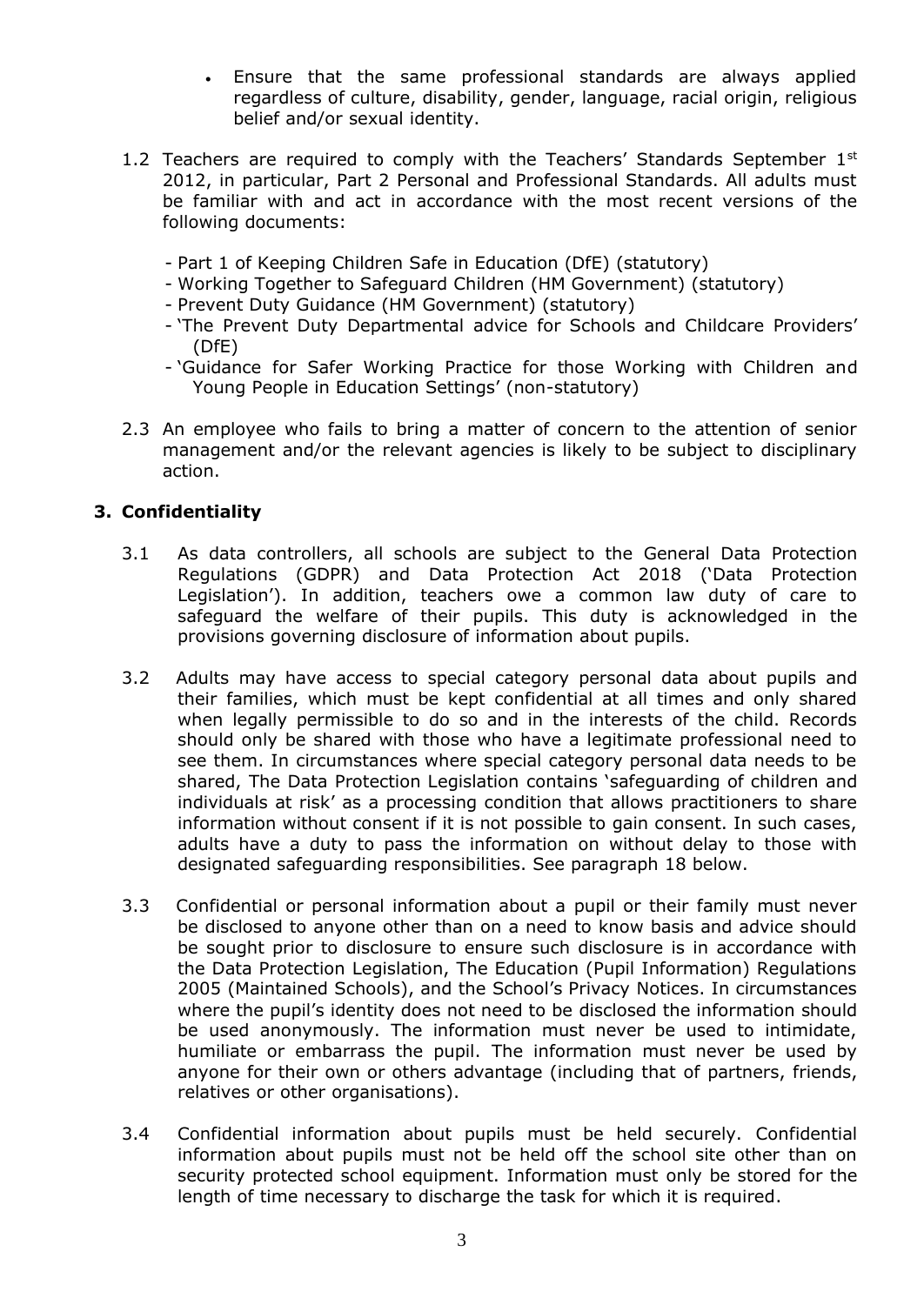- Ensure that the same professional standards are always applied regardless of culture, disability, gender, language, racial origin, religious belief and/or sexual identity.

1.2 Teachers are required to comply with the Teachers' Standards September 1st 2012, in particular, Part 2 Personal and Professional Standards. All adults must be familiar with and act in accordance with the most recent versions of the following documents:

- Part 1 of Keeping Children Safe in Education (DfE) (statutory)
- Working Together to Safeguard Children (HM Government) (statutory)
- Prevent Duty Guidance (HM Government) (statutory)
- 'The Prevent Duty Departmental advice for Schools and Childcare Providers' (DfE)
- 'Guidance for Safer Working Practice for those Working with Children and Young People in Education Settings' (non-statutory)

2.3 An employee who fails to bring a matter of concern to the attention of senior management and/or the relevant agencies is likely to be subject to disciplinary action.

## 3. Confidentiality

3.1 As data controllers, all schools are subject to the General Data Protection Regulations (GDPR) and Data Protection Act 2018 ('Data Protection Legislation'). In addition, teachers owe a common law duty of care to safeguard the welfare of their pupils. This duty is acknowledged in the provisions governing disclosure of information about pupils.

3.2 Adults may have access to special category personal data about pupils and their families, which must be kept confidential at all times and only shared when legally permissible to do so and in the interests of the child. Records should only be shared with those who have a legitimate professional need to see them. In circumstances where special category personal data needs to be shared, The Data Protection Legislation contains 'safeguarding of children and individuals at risk' as a processing condition that allows practitioners to share information without consent if it is not possible to gain consent. In such cases, adults have a duty to pass the information on without delay to those with designated safeguarding responsibilities. See paragraph 18 below.

3.3 Confidential or personal information about a pupil or their family must never be disclosed to anyone other than on a need to know basis and advice should be sought prior to disclosure to ensure such disclosure is in accordance with the Data Protection Legislation, The Education (Pupil Information) Regulations 2005 (Maintained Schools), and the School's Privacy Notices. In circumstances where the pupil's identity does not need to be disclosed the information should be used anonymously. The information must never be used to intimidate, humiliate or embarrass the pupil. The information must never be used by anyone for their own or others advantage (including that of partners, friends, relatives or other organisations).

3.4 Confidential information about pupils must be held securely. Confidential information about pupils must not be held off the school site other than on security protected school equipment. Information must only be stored for the length of time necessary to discharge the task for which it is required.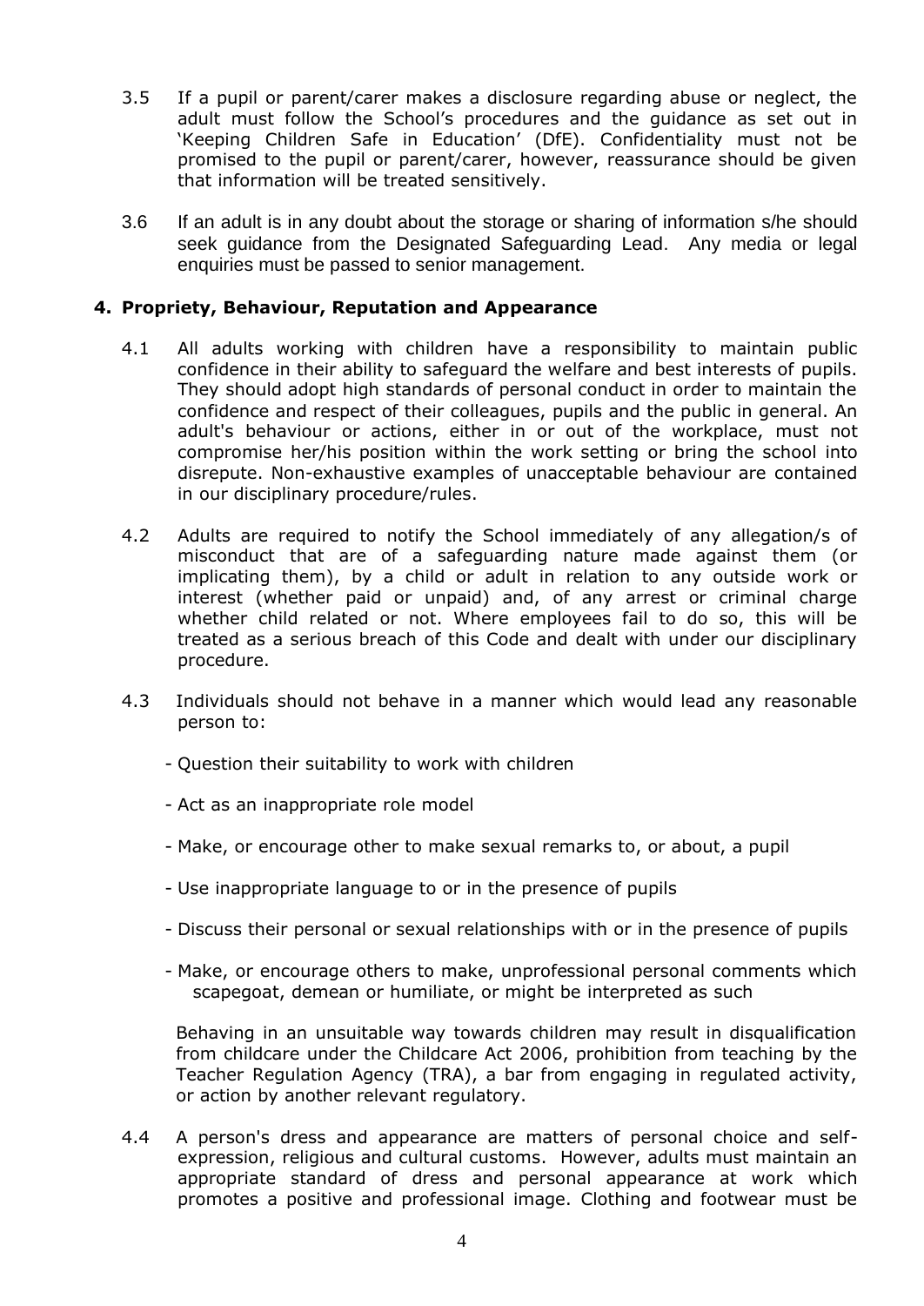3.5 If a pupil or parent/carer makes a disclosure regarding abuse or neglect, the adult must follow the School's procedures and the guidance as set out in 'Keeping Children Safe in Education' (DfE). Confidentiality must not be promised to the pupil or parent/carer, however, reassurance should be given that information will be treated sensitively.

3.6 If an adult is in any doubt about the storage or sharing of information s/he should seek guidance from the Designated Safeguarding Lead. Any media or legal enquiries must be passed to senior management.

## 4. Propriety, Behaviour, Reputation and Appearance

4.1 All adults working with children have a responsibility to maintain public confidence in their ability to safeguard the welfare and best interests of pupils. They should adopt high standards of personal conduct in order to maintain the confidence and respect of their colleagues, pupils and the public in general. An adult's behaviour or actions, either in or out of the workplace, must not compromise her/his position within the work setting or bring the school into disrepute. Non-exhaustive examples of unacceptable behaviour are contained in our disciplinary procedure/rules.

4.2 Adults are required to notify the School immediately of any allegation/s of misconduct that are of a safeguarding nature made against them (or implicating them), by a child or adult in relation to any outside work or interest (whether paid or unpaid) and, of any arrest or criminal charge whether child related or not. Where employees fail to do so, this will be treated as a serious breach of this Code and dealt with under our disciplinary procedure.

4.3 Individuals should not behave in a manner which would lead any reasonable person to:

- Question their suitability to work with children
- Act as an inappropriate role model
- Make, or encourage other to make sexual remarks to, or about, a pupil
- Use inappropriate language to or in the presence of pupils
- Discuss their personal or sexual relationships with or in the presence of pupils
- Make, or encourage others to make, unprofessional personal comments which scapegoat, demean or humiliate, or might be interpreted as such

Behaving in an unsuitable way towards children may result in disqualification from childcare under the Childcare Act 2006, prohibition from teaching by the Teacher Regulation Agency (TRA), a bar from engaging in regulated activity, or action by another relevant regulatory.

4.4 A person's dress and appearance are matters of personal choice and self-expression, religious and cultural customs. However, adults must maintain an appropriate standard of dress and personal appearance at work which promotes a positive and professional image. Clothing and footwear must be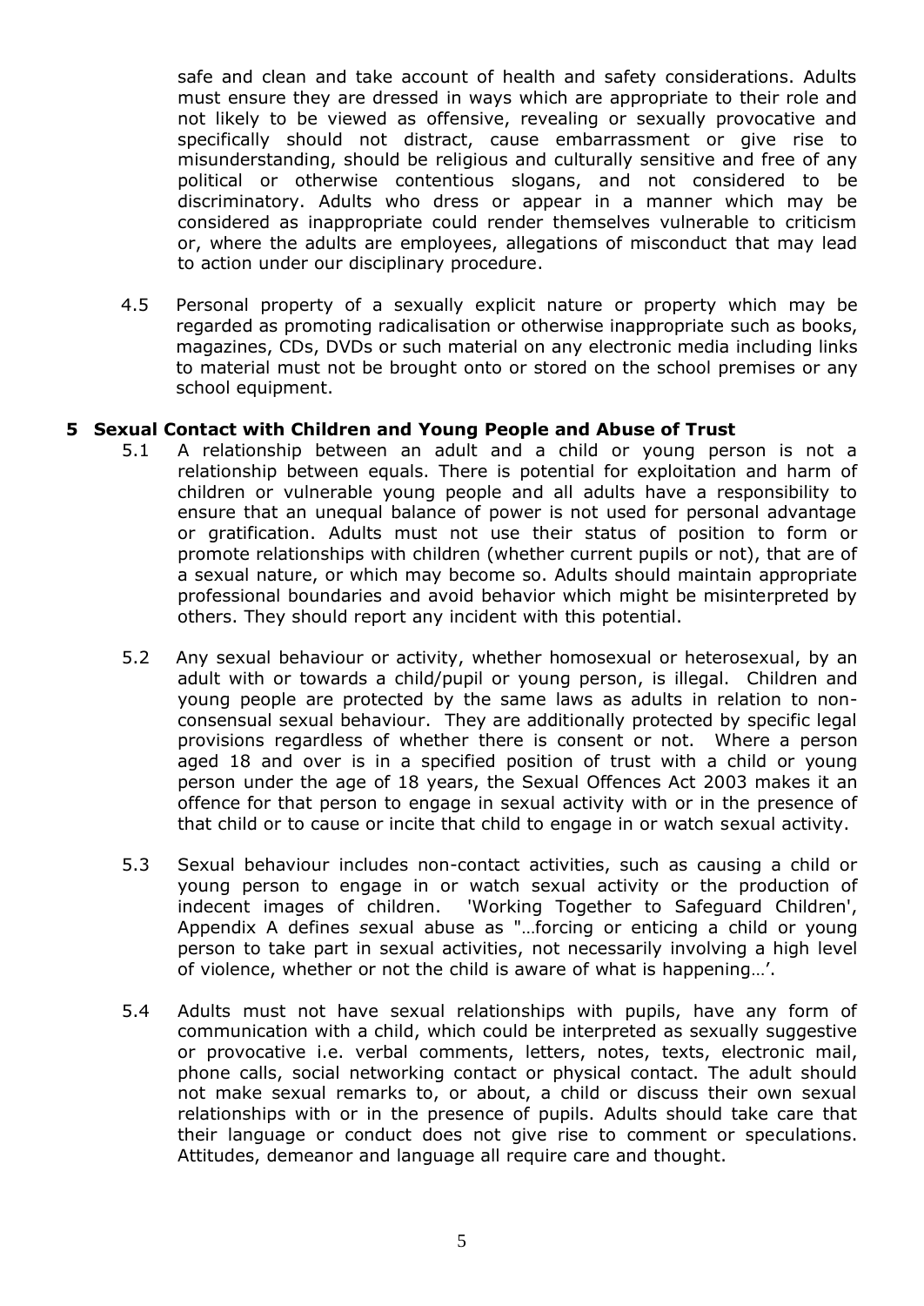safe and clean and take account of health and safety considerations. Adults must ensure they are dressed in ways which are appropriate to their role and not likely to be viewed as offensive, revealing or sexually provocative and specifically should not distract, cause embarrassment or give rise to misunderstanding, should be religious and culturally sensitive and free of any political or otherwise contentious slogans, and not considered to be discriminatory. Adults who dress or appear in a manner which may be considered as inappropriate could render themselves vulnerable to criticism or, where the adults are employees, allegations of misconduct that may lead to action under our disciplinary procedure.

4.5 Personal property of a sexually explicit nature or property which may be regarded as promoting radicalisation or otherwise inappropriate such as books, magazines, CDs, DVDs or such material on any electronic media including links to material must not be brought onto or stored on the school premises or any school equipment.

## 5 Sexual Contact with Children and Young People and Abuse of Trust

5.1 A relationship between an adult and a child or young person is not a relationship between equals. There is potential for exploitation and harm of children or vulnerable young people and all adults have a responsibility to ensure that an unequal balance of power is not used for personal advantage or gratification. Adults must not use their status of position to form or promote relationships with children (whether current pupils or not), that are of a sexual nature, or which may become so. Adults should maintain appropriate professional boundaries and avoid behavior which might be misinterpreted by others. They should report any incident with this potential.

5.2 Any sexual behaviour or activity, whether homosexual or heterosexual, by an adult with or towards a child/pupil or young person, is illegal. Children and young people are protected by the same laws as adults in relation to non-consensual sexual behaviour. They are additionally protected by specific legal provisions regardless of whether there is consent or not. Where a person aged 18 and over is in a specified position of trust with a child or young person under the age of 18 years, the Sexual Offences Act 2003 makes it an offence for that person to engage in sexual activity with or in the presence of that child or to cause or incite that child to engage in or watch sexual activity.

5.3 Sexual behaviour includes non-contact activities, such as causing a child or young person to engage in or watch sexual activity or the production of indecent images of children. 'Working Together to Safeguard Children', Appendix A defines *s*exual abuse as "…forcing or enticing a child or young person to take part in sexual activities, not necessarily involving a high level of violence, whether or not the child is aware of what is happening…'.

5.4 Adults must not have sexual relationships with pupils, have any form of communication with a child, which could be interpreted as sexually suggestive or provocative i.e. verbal comments, letters, notes, texts, electronic mail, phone calls, social networking contact or physical contact. The adult should not make sexual remarks to, or about, a child or discuss their own sexual relationships with or in the presence of pupils. Adults should take care that their language or conduct does not give rise to comment or speculations. Attitudes, demeanor and language all require care and thought.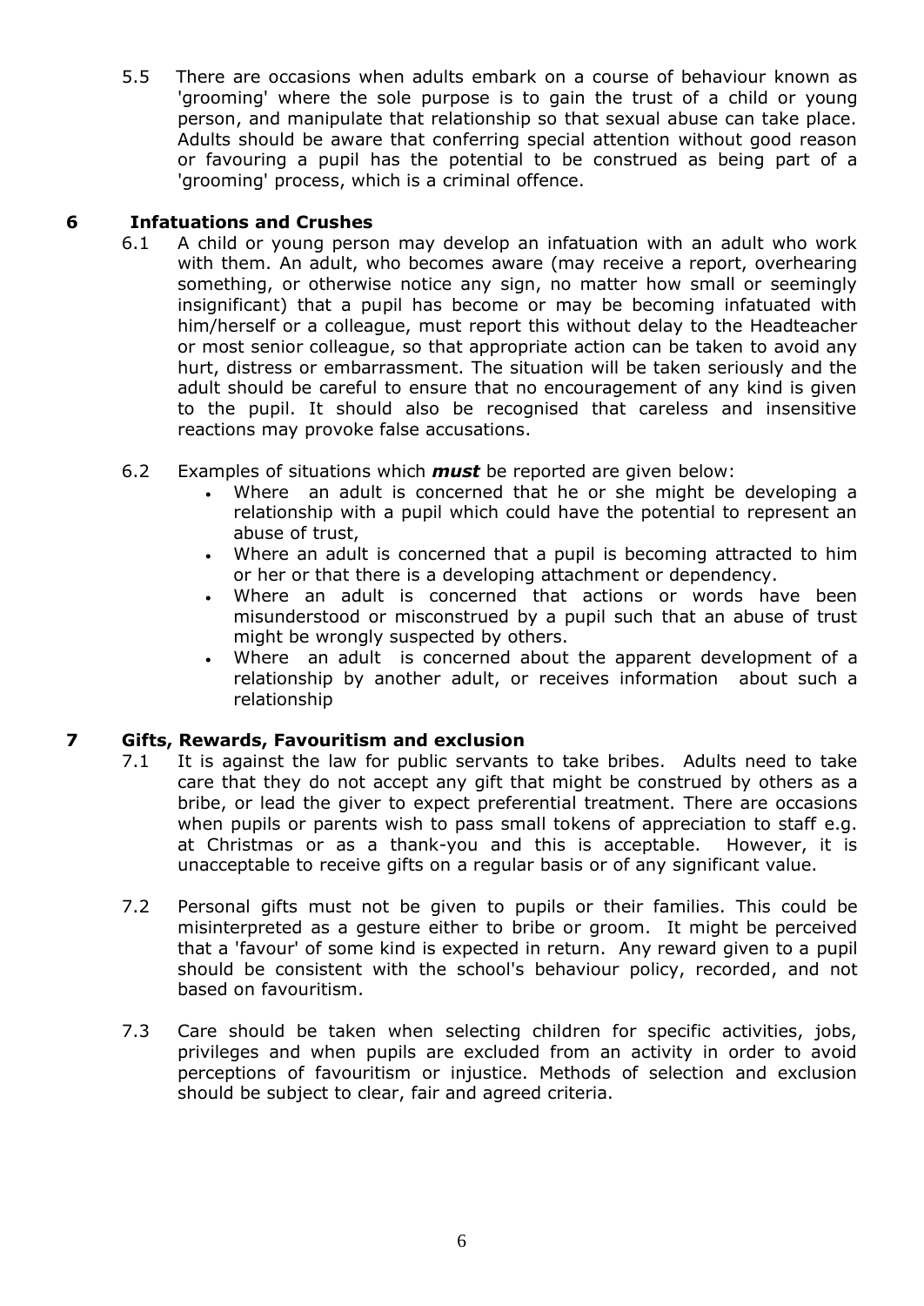5.5 There are occasions when adults embark on a course of behaviour known as 'grooming' where the sole purpose is to gain the trust of a child or young person, and manipulate that relationship so that sexual abuse can take place. Adults should be aware that conferring special attention without good reason or favouring a pupil has the potential to be construed as being part of a 'grooming' process, which is a criminal offence.

## 6 Infatuations and Crushes

6.1 A child or young person may develop an infatuation with an adult who work with them. An adult, who becomes aware (may receive a report, overhearing something, or otherwise notice any sign, no matter how small or seemingly insignificant) that a pupil has become or may be becoming infatuated with him/herself or a colleague, must report this without delay to the Headteacher or most senior colleague, so that appropriate action can be taken to avoid any hurt, distress or embarrassment. The situation will be taken seriously and the adult should be careful to ensure that no encouragement of any kind is given to the pupil. It should also be recognised that careless and insensitive reactions may provoke false accusations.

6.2 Examples of situations which ***must*** be reported are given below:

- Where an adult is concerned that he or she might be developing a relationship with a pupil which could have the potential to represent an abuse of trust,
- Where an adult is concerned that a pupil is becoming attracted to him or her or that there is a developing attachment or dependency.
- Where an adult is concerned that actions or words have been misunderstood or misconstrued by a pupil such that an abuse of trust might be wrongly suspected by others.
- Where an adult is concerned about the apparent development of a relationship by another adult, or receives information about such a relationship

## 7 Gifts, Rewards, Favouritism and exclusion

7.1 It is against the law for public servants to take bribes. Adults need to take care that they do not accept any gift that might be construed by others as a bribe, or lead the giver to expect preferential treatment. There are occasions when pupils or parents wish to pass small tokens of appreciation to staff e.g. at Christmas or as a thank-you and this is acceptable. However, it is unacceptable to receive gifts on a regular basis or of any significant value.

7.2 Personal gifts must not be given to pupils or their families. This could be misinterpreted as a gesture either to bribe or groom. It might be perceived that a 'favour' of some kind is expected in return. Any reward given to a pupil should be consistent with the school's behaviour policy, recorded, and not based on favouritism.

7.3 Care should be taken when selecting children for specific activities, jobs, privileges and when pupils are excluded from an activity in order to avoid perceptions of favouritism or injustice. Methods of selection and exclusion should be subject to clear, fair and agreed criteria.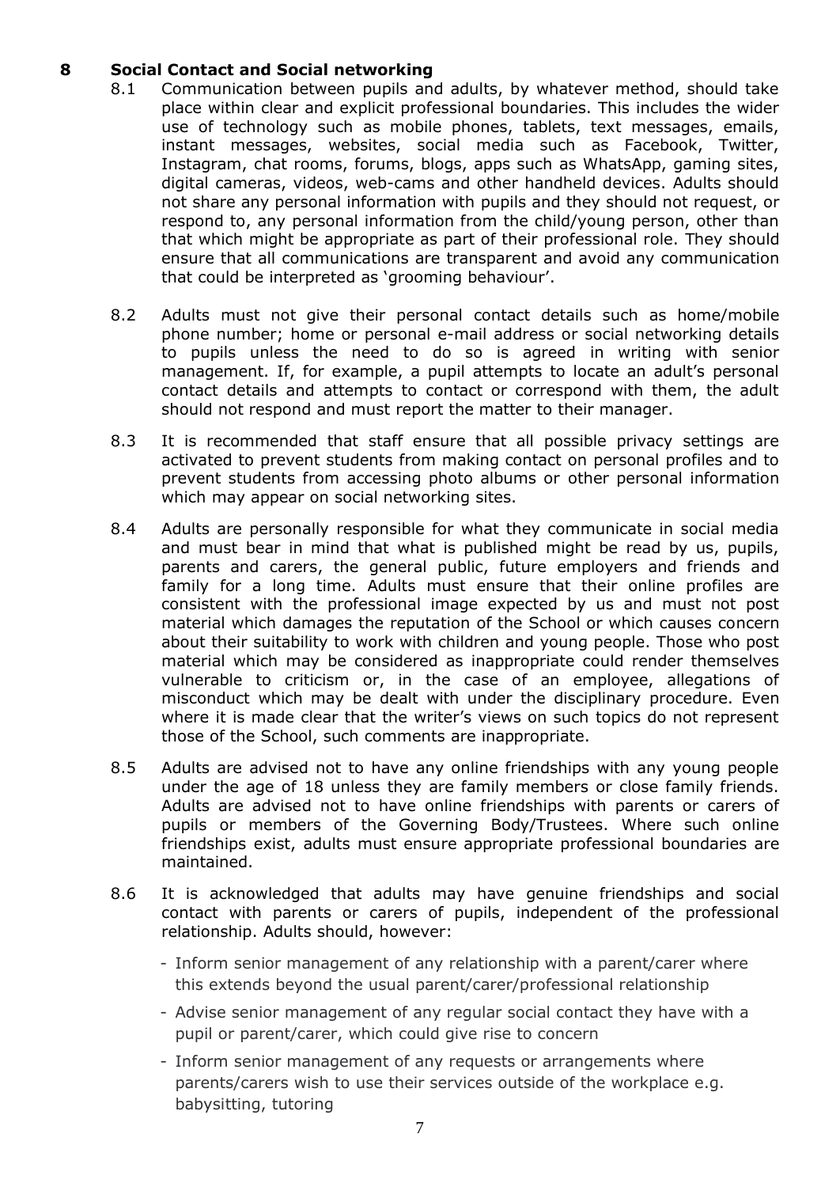## 8 Social Contact and Social networking

8.1 Communication between pupils and adults, by whatever method, should take place within clear and explicit professional boundaries. This includes the wider use of technology such as mobile phones, tablets, text messages, emails, instant messages, websites, social media such as Facebook, Twitter, Instagram, chat rooms, forums, blogs, apps such as WhatsApp, gaming sites, digital cameras, videos, web-cams and other handheld devices. Adults should not share any personal information with pupils and they should not request, or respond to, any personal information from the child/young person, other than that which might be appropriate as part of their professional role. They should ensure that all communications are transparent and avoid any communication that could be interpreted as 'grooming behaviour'.

8.2 Adults must not give their personal contact details such as home/mobile phone number; home or personal e-mail address or social networking details to pupils unless the need to do so is agreed in writing with senior management. If, for example, a pupil attempts to locate an adult's personal contact details and attempts to contact or correspond with them, the adult should not respond and must report the matter to their manager.

8.3 It is recommended that staff ensure that all possible privacy settings are activated to prevent students from making contact on personal profiles and to prevent students from accessing photo albums or other personal information which may appear on social networking sites.

8.4 Adults are personally responsible for what they communicate in social media and must bear in mind that what is published might be read by us, pupils, parents and carers, the general public, future employers and friends and family for a long time. Adults must ensure that their online profiles are consistent with the professional image expected by us and must not post material which damages the reputation of the School or which causes concern about their suitability to work with children and young people. Those who post material which may be considered as inappropriate could render themselves vulnerable to criticism or, in the case of an employee, allegations of misconduct which may be dealt with under the disciplinary procedure. Even where it is made clear that the writer's views on such topics do not represent those of the School, such comments are inappropriate.

8.5 Adults are advised not to have any online friendships with any young people under the age of 18 unless they are family members or close family friends. Adults are advised not to have online friendships with parents or carers of pupils or members of the Governing Body/Trustees. Where such online friendships exist, adults must ensure appropriate professional boundaries are maintained.

8.6 It is acknowledged that adults may have genuine friendships and social contact with parents or carers of pupils, independent of the professional relationship. Adults should, however:

- Inform senior management of any relationship with a parent/carer where this extends beyond the usual parent/carer/professional relationship
- Advise senior management of any regular social contact they have with a pupil or parent/carer, which could give rise to concern
- Inform senior management of any requests or arrangements where parents/carers wish to use their services outside of the workplace e.g. babysitting, tutoring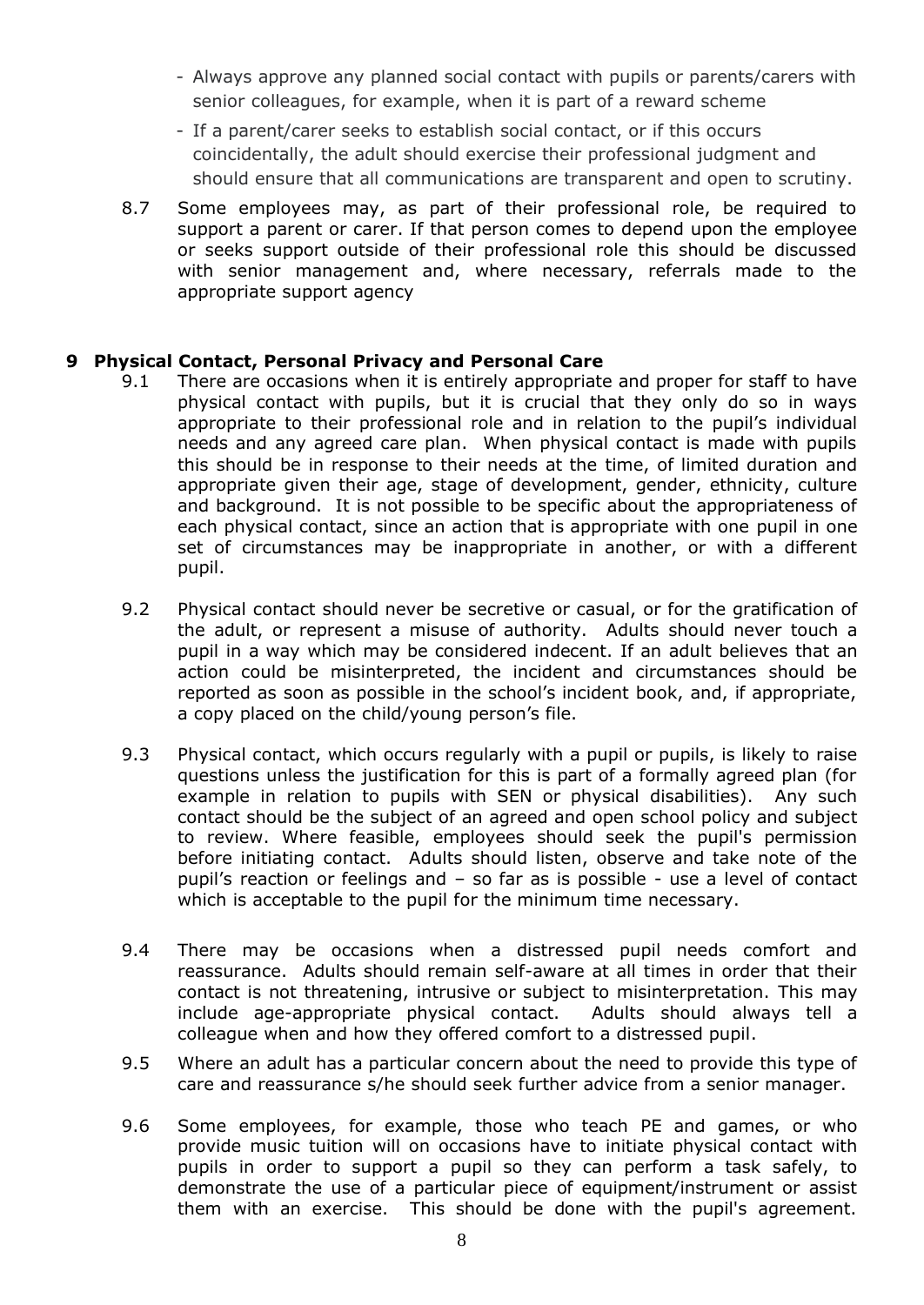- Always approve any planned social contact with pupils or parents/carers with senior colleagues, for example, when it is part of a reward scheme
- If a parent/carer seeks to establish social contact, or if this occurs coincidentally, the adult should exercise their professional judgment and should ensure that all communications are transparent and open to scrutiny.

8.7 Some employees may, as part of their professional role, be required to support a parent or carer. If that person comes to depend upon the employee or seeks support outside of their professional role this should be discussed with senior management and, where necessary, referrals made to the appropriate support agency

## 9 Physical Contact, Personal Privacy and Personal Care

9.1 There are occasions when it is entirely appropriate and proper for staff to have physical contact with pupils, but it is crucial that they only do so in ways appropriate to their professional role and in relation to the pupil's individual needs and any agreed care plan. When physical contact is made with pupils this should be in response to their needs at the time, of limited duration and appropriate given their age, stage of development, gender, ethnicity, culture and background. It is not possible to be specific about the appropriateness of each physical contact, since an action that is appropriate with one pupil in one set of circumstances may be inappropriate in another, or with a different pupil.

9.2 Physical contact should never be secretive or casual, or for the gratification of the adult, or represent a misuse of authority. Adults should never touch a pupil in a way which may be considered indecent. If an adult believes that an action could be misinterpreted, the incident and circumstances should be reported as soon as possible in the school's incident book, and, if appropriate, a copy placed on the child/young person's file.

9.3 Physical contact, which occurs regularly with a pupil or pupils, is likely to raise questions unless the justification for this is part of a formally agreed plan (for example in relation to pupils with SEN or physical disabilities). Any such contact should be the subject of an agreed and open school policy and subject to review. Where feasible, employees should seek the pupil's permission before initiating contact. Adults should listen, observe and take note of the pupil's reaction or feelings and – so far as is possible - use a level of contact which is acceptable to the pupil for the minimum time necessary.

9.4 There may be occasions when a distressed pupil needs comfort and reassurance. Adults should remain self-aware at all times in order that their contact is not threatening, intrusive or subject to misinterpretation. This may include age-appropriate physical contact. Adults should always tell a colleague when and how they offered comfort to a distressed pupil.

9.5 Where an adult has a particular concern about the need to provide this type of care and reassurance s/he should seek further advice from a senior manager.

9.6 Some employees, for example, those who teach PE and games, or who provide music tuition will on occasions have to initiate physical contact with pupils in order to support a pupil so they can perform a task safely, to demonstrate the use of a particular piece of equipment/instrument or assist them with an exercise. This should be done with the pupil's agreement.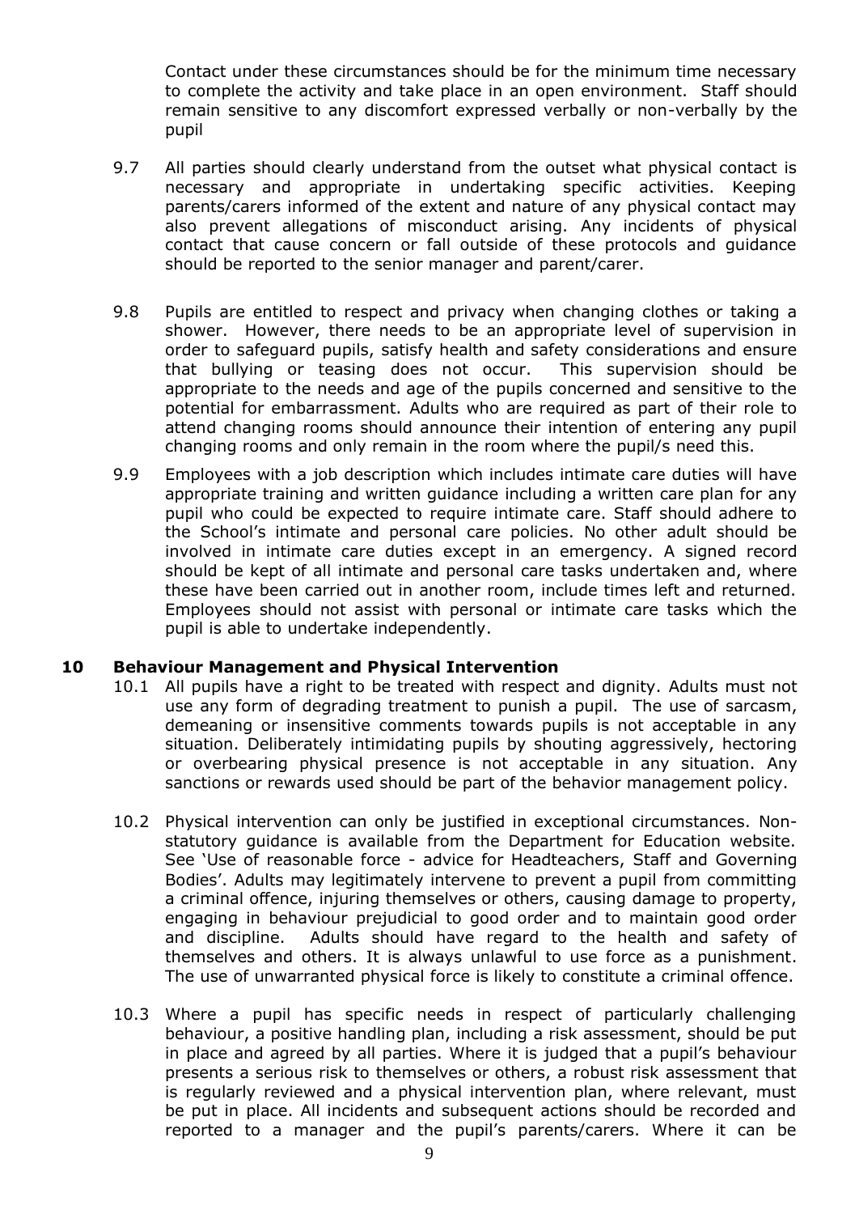Contact under these circumstances should be for the minimum time necessary to complete the activity and take place in an open environment. Staff should remain sensitive to any discomfort expressed verbally or non-verbally by the pupil

9.7 All parties should clearly understand from the outset what physical contact is necessary and appropriate in undertaking specific activities. Keeping parents/carers informed of the extent and nature of any physical contact may also prevent allegations of misconduct arising. Any incidents of physical contact that cause concern or fall outside of these protocols and guidance should be reported to the senior manager and parent/carer.

9.8 Pupils are entitled to respect and privacy when changing clothes or taking a shower. However, there needs to be an appropriate level of supervision in order to safeguard pupils, satisfy health and safety considerations and ensure that bullying or teasing does not occur. This supervision should be appropriate to the needs and age of the pupils concerned and sensitive to the potential for embarrassment. Adults who are required as part of their role to attend changing rooms should announce their intention of entering any pupil changing rooms and only remain in the room where the pupil/s need this.

9.9 Employees with a job description which includes intimate care duties will have appropriate training and written guidance including a written care plan for any pupil who could be expected to require intimate care. Staff should adhere to the School's intimate and personal care policies. No other adult should be involved in intimate care duties except in an emergency. A signed record should be kept of all intimate and personal care tasks undertaken and, where these have been carried out in another room, include times left and returned. Employees should not assist with personal or intimate care tasks which the pupil is able to undertake independently.

## 10 Behaviour Management and Physical Intervention

10.1 All pupils have a right to be treated with respect and dignity. Adults must not use any form of degrading treatment to punish a pupil. The use of sarcasm, demeaning or insensitive comments towards pupils is not acceptable in any situation. Deliberately intimidating pupils by shouting aggressively, hectoring or overbearing physical presence is not acceptable in any situation. Any sanctions or rewards used should be part of the behavior management policy.

10.2 Physical intervention can only be justified in exceptional circumstances. Non-statutory guidance is available from the Department for Education website. See 'Use of reasonable force - advice for Headteachers, Staff and Governing Bodies'. Adults may legitimately intervene to prevent a pupil from committing a criminal offence, injuring themselves or others, causing damage to property, engaging in behaviour prejudicial to good order and to maintain good order and discipline. Adults should have regard to the health and safety of themselves and others. It is always unlawful to use force as a punishment. The use of unwarranted physical force is likely to constitute a criminal offence.

10.3 Where a pupil has specific needs in respect of particularly challenging behaviour, a positive handling plan, including a risk assessment, should be put in place and agreed by all parties. Where it is judged that a pupil's behaviour presents a serious risk to themselves or others, a robust risk assessment that is regularly reviewed and a physical intervention plan, where relevant, must be put in place. All incidents and subsequent actions should be recorded and reported to a manager and the pupil's parents/carers. Where it can be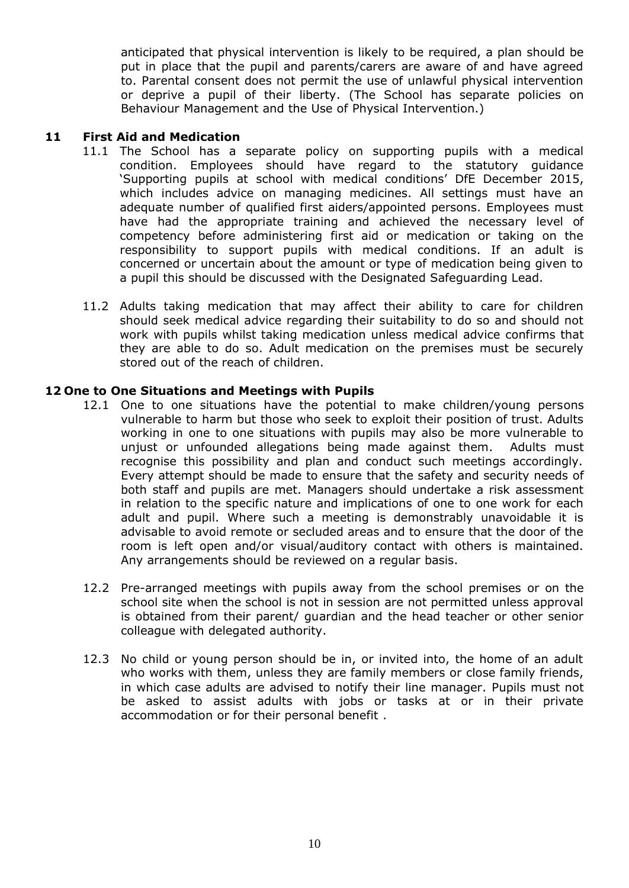anticipated that physical intervention is likely to be required, a plan should be put in place that the pupil and parents/carers are aware of and have agreed to. Parental consent does not permit the use of unlawful physical intervention or deprive a pupil of their liberty. (The School has separate policies on Behaviour Management and the Use of Physical Intervention.)

## 11 First Aid and Medication

11.1 The School has a separate policy on supporting pupils with a medical condition. Employees should have regard to the statutory guidance 'Supporting pupils at school with medical conditions' DfE December 2015, which includes advice on managing medicines. All settings must have an adequate number of qualified first aiders/appointed persons. Employees must have had the appropriate training and achieved the necessary level of competency before administering first aid or medication or taking on the responsibility to support pupils with medical conditions. If an adult is concerned or uncertain about the amount or type of medication being given to a pupil this should be discussed with the Designated Safeguarding Lead.

11.2 Adults taking medication that may affect their ability to care for children should seek medical advice regarding their suitability to do so and should not work with pupils whilst taking medication unless medical advice confirms that they are able to do so. Adult medication on the premises must be securely stored out of the reach of children.

## 12 One to One Situations and Meetings with Pupils

12.1 One to one situations have the potential to make children/young persons vulnerable to harm but those who seek to exploit their position of trust. Adults working in one to one situations with pupils may also be more vulnerable to unjust or unfounded allegations being made against them. Adults must recognise this possibility and plan and conduct such meetings accordingly. Every attempt should be made to ensure that the safety and security needs of both staff and pupils are met. Managers should undertake a risk assessment in relation to the specific nature and implications of one to one work for each adult and pupil. Where such a meeting is demonstrably unavoidable it is advisable to avoid remote or secluded areas and to ensure that the door of the room is left open and/or visual/auditory contact with others is maintained. Any arrangements should be reviewed on a regular basis.

12.2 Pre-arranged meetings with pupils away from the school premises or on the school site when the school is not in session are not permitted unless approval is obtained from their parent/ guardian and the head teacher or other senior colleague with delegated authority.

12.3 No child or young person should be in, or invited into, the home of an adult who works with them, unless they are family members or close family friends, in which case adults are advised to notify their line manager. Pupils must not be asked to assist adults with jobs or tasks at or in their private accommodation or for their personal benefit .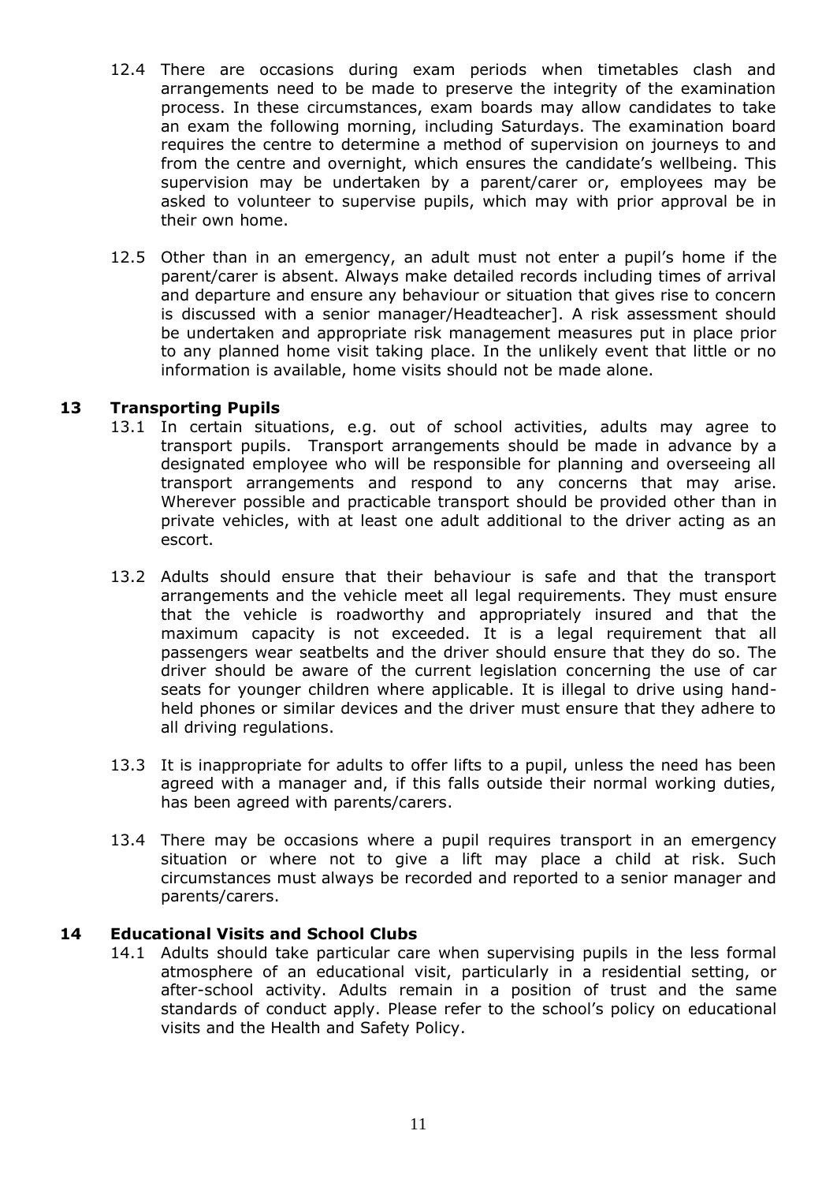12.4 There are occasions during exam periods when timetables clash and arrangements need to be made to preserve the integrity of the examination process. In these circumstances, exam boards may allow candidates to take an exam the following morning, including Saturdays. The examination board requires the centre to determine a method of supervision on journeys to and from the centre and overnight, which ensures the candidate's wellbeing. This supervision may be undertaken by a parent/carer or, employees may be asked to volunteer to supervise pupils, which may with prior approval be in their own home.

12.5 Other than in an emergency, an adult must not enter a pupil's home if the parent/carer is absent. Always make detailed records including times of arrival and departure and ensure any behaviour or situation that gives rise to concern is discussed with a senior manager/Headteacher]. A risk assessment should be undertaken and appropriate risk management measures put in place prior to any planned home visit taking place. In the unlikely event that little or no information is available, home visits should not be made alone.

## 13 Transporting Pupils

13.1 In certain situations, e.g. out of school activities, adults may agree to transport pupils. Transport arrangements should be made in advance by a designated employee who will be responsible for planning and overseeing all transport arrangements and respond to any concerns that may arise. Wherever possible and practicable transport should be provided other than in private vehicles, with at least one adult additional to the driver acting as an escort.

13.2 Adults should ensure that their behaviour is safe and that the transport arrangements and the vehicle meet all legal requirements. They must ensure that the vehicle is roadworthy and appropriately insured and that the maximum capacity is not exceeded. It is a legal requirement that all passengers wear seatbelts and the driver should ensure that they do so. The driver should be aware of the current legislation concerning the use of car seats for younger children where applicable. It is illegal to drive using hand-held phones or similar devices and the driver must ensure that they adhere to all driving regulations.

13.3 It is inappropriate for adults to offer lifts to a pupil, unless the need has been agreed with a manager and, if this falls outside their normal working duties, has been agreed with parents/carers.

13.4 There may be occasions where a pupil requires transport in an emergency situation or where not to give a lift may place a child at risk. Such circumstances must always be recorded and reported to a senior manager and parents/carers.

## 14 Educational Visits and School Clubs

14.1 Adults should take particular care when supervising pupils in the less formal atmosphere of an educational visit, particularly in a residential setting, or after-school activity. Adults remain in a position of trust and the same standards of conduct apply. Please refer to the school's policy on educational visits and the Health and Safety Policy.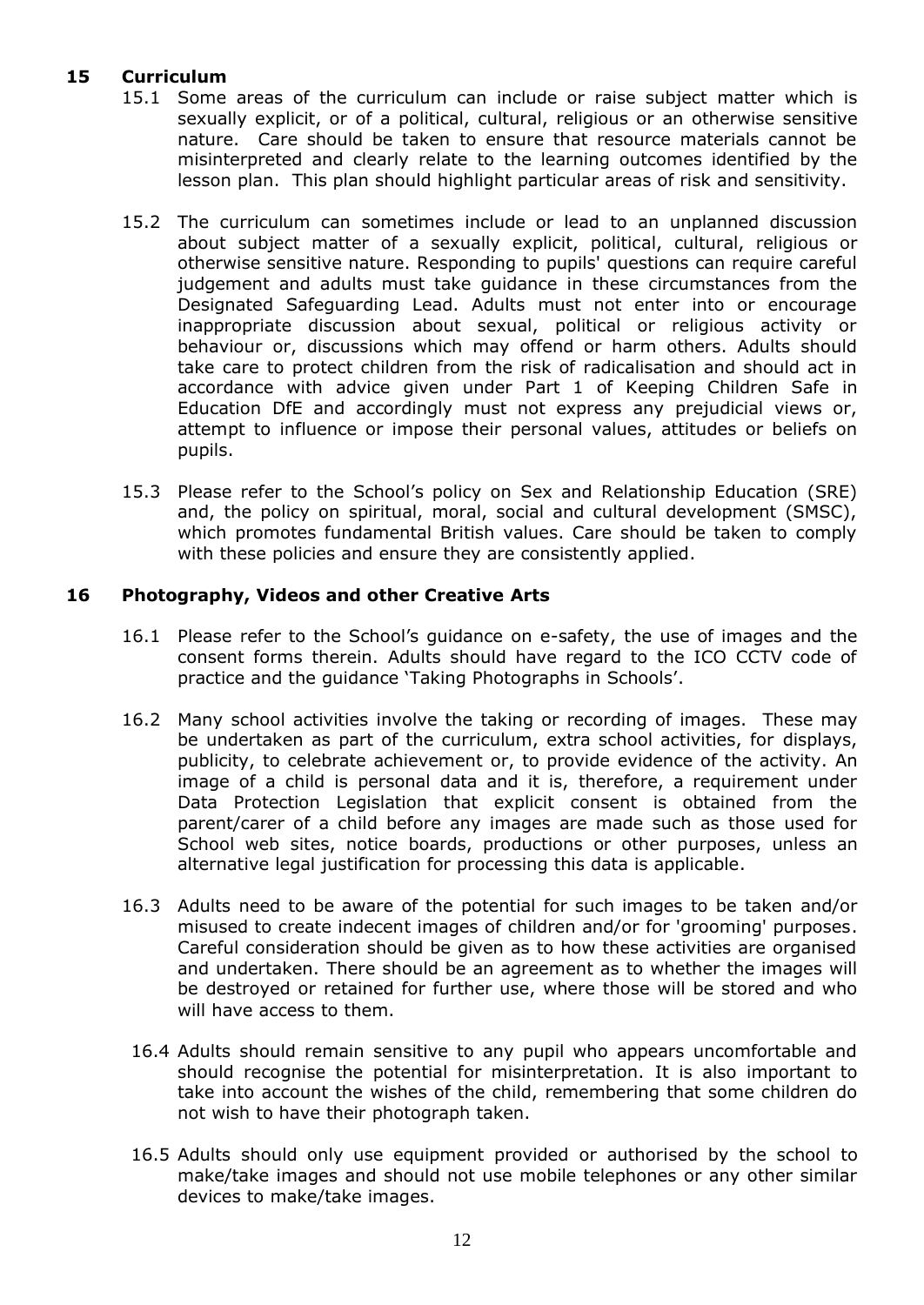## 15 Curriculum

15.1 Some areas of the curriculum can include or raise subject matter which is sexually explicit, or of a political, cultural, religious or an otherwise sensitive nature. Care should be taken to ensure that resource materials cannot be misinterpreted and clearly relate to the learning outcomes identified by the lesson plan. This plan should highlight particular areas of risk and sensitivity.

15.2 The curriculum can sometimes include or lead to an unplanned discussion about subject matter of a sexually explicit, political, cultural, religious or otherwise sensitive nature. Responding to pupils' questions can require careful judgement and adults must take guidance in these circumstances from the Designated Safeguarding Lead. Adults must not enter into or encourage inappropriate discussion about sexual, political or religious activity or behaviour or, discussions which may offend or harm others. Adults should take care to protect children from the risk of radicalisation and should act in accordance with advice given under Part 1 of Keeping Children Safe in Education DfE and accordingly must not express any prejudicial views or, attempt to influence or impose their personal values, attitudes or beliefs on pupils.

15.3 Please refer to the School's policy on Sex and Relationship Education (SRE) and, the policy on spiritual, moral, social and cultural development (SMSC), which promotes fundamental British values. Care should be taken to comply with these policies and ensure they are consistently applied.

## 16 Photography, Videos and other Creative Arts

16.1 Please refer to the School's guidance on e-safety, the use of images and the consent forms therein. Adults should have regard to the ICO CCTV code of practice and the guidance 'Taking Photographs in Schools'.

16.2 Many school activities involve the taking or recording of images. These may be undertaken as part of the curriculum, extra school activities, for displays, publicity, to celebrate achievement or, to provide evidence of the activity. An image of a child is personal data and it is, therefore, a requirement under Data Protection Legislation that explicit consent is obtained from the parent/carer of a child before any images are made such as those used for School web sites, notice boards, productions or other purposes, unless an alternative legal justification for processing this data is applicable.

16.3 Adults need to be aware of the potential for such images to be taken and/or misused to create indecent images of children and/or for 'grooming' purposes. Careful consideration should be given as to how these activities are organised and undertaken. There should be an agreement as to whether the images will be destroyed or retained for further use, where those will be stored and who will have access to them.

16.4 Adults should remain sensitive to any pupil who appears uncomfortable and should recognise the potential for misinterpretation. It is also important to take into account the wishes of the child, remembering that some children do not wish to have their photograph taken.

16.5 Adults should only use equipment provided or authorised by the school to make/take images and should not use mobile telephones or any other similar devices to make/take images.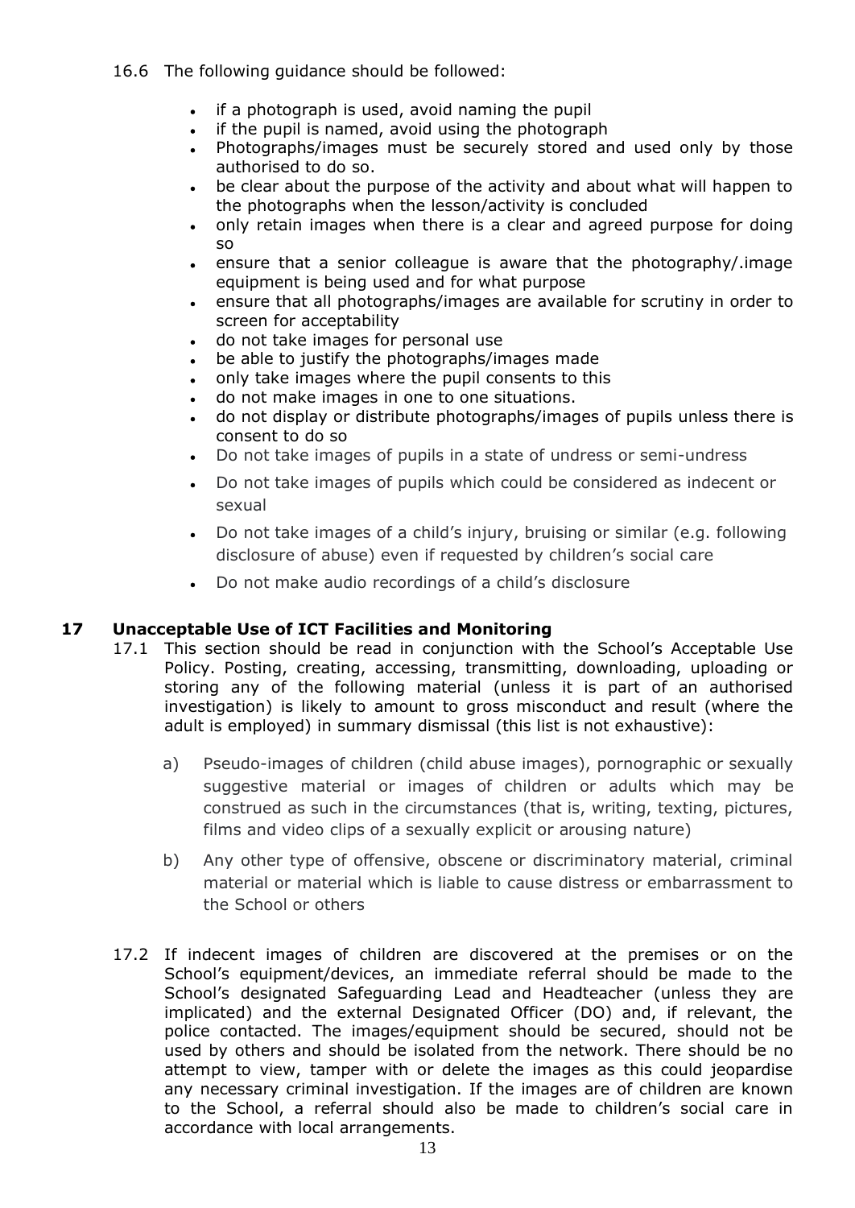16.6 The following guidance should be followed:

- if a photograph is used, avoid naming the pupil
- if the pupil is named, avoid using the photograph
- Photographs/images must be securely stored and used only by those authorised to do so.
- be clear about the purpose of the activity and about what will happen to the photographs when the lesson/activity is concluded
- only retain images when there is a clear and agreed purpose for doing so
- ensure that a senior colleague is aware that the photography/.image equipment is being used and for what purpose
- ensure that all photographs/images are available for scrutiny in order to screen for acceptability
- do not take images for personal use
- be able to justify the photographs/images made
- only take images where the pupil consents to this
- do not make images in one to one situations.
- do not display or distribute photographs/images of pupils unless there is consent to do so
- Do not take images of pupils in a state of undress or semi-undress
- Do not take images of pupils which could be considered as indecent or sexual
- Do not take images of a child's injury, bruising or similar (e.g. following disclosure of abuse) even if requested by children's social care
- Do not make audio recordings of a child's disclosure

## 17 Unacceptable Use of ICT Facilities and Monitoring

17.1 This section should be read in conjunction with the School's Acceptable Use Policy. Posting, creating, accessing, transmitting, downloading, uploading or storing any of the following material (unless it is part of an authorised investigation) is likely to amount to gross misconduct and result (where the adult is employed) in summary dismissal (this list is not exhaustive):

a) Pseudo-images of children (child abuse images), pornographic or sexually suggestive material or images of children or adults which may be construed as such in the circumstances (that is, writing, texting, pictures, films and video clips of a sexually explicit or arousing nature)

b) Any other type of offensive, obscene or discriminatory material, criminal material or material which is liable to cause distress or embarrassment to the School or others

17.2 If indecent images of children are discovered at the premises or on the School's equipment/devices, an immediate referral should be made to the School's designated Safeguarding Lead and Headteacher (unless they are implicated) and the external Designated Officer (DO) and, if relevant, the police contacted. The images/equipment should be secured, should not be used by others and should be isolated from the network. There should be no attempt to view, tamper with or delete the images as this could jeopardise any necessary criminal investigation. If the images are of children are known to the School, a referral should also be made to children's social care in accordance with local arrangements.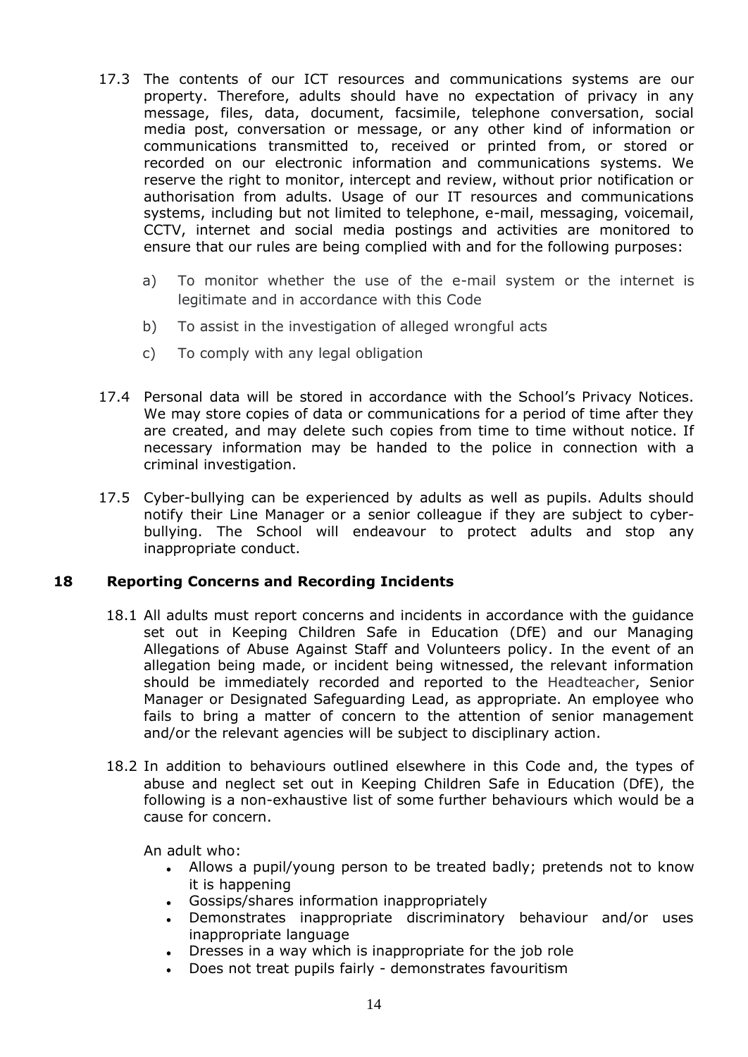17.3 The contents of our ICT resources and communications systems are our property. Therefore, adults should have no expectation of privacy in any message, files, data, document, facsimile, telephone conversation, social media post, conversation or message, or any other kind of information or communications transmitted to, received or printed from, or stored or recorded on our electronic information and communications systems. We reserve the right to monitor, intercept and review, without prior notification or authorisation from adults. Usage of our IT resources and communications systems, including but not limited to telephone, e-mail, messaging, voicemail, CCTV, internet and social media postings and activities are monitored to ensure that our rules are being complied with and for the following purposes:

a) To monitor whether the use of the e-mail system or the internet is legitimate and in accordance with this Code

b) To assist in the investigation of alleged wrongful acts

c) To comply with any legal obligation

17.4 Personal data will be stored in accordance with the School's Privacy Notices. We may store copies of data or communications for a period of time after they are created, and may delete such copies from time to time without notice. If necessary information may be handed to the police in connection with a criminal investigation.

17.5 Cyber-bullying can be experienced by adults as well as pupils. Adults should notify their Line Manager or a senior colleague if they are subject to cyber-bullying. The School will endeavour to protect adults and stop any inappropriate conduct.

## 18 Reporting Concerns and Recording Incidents

18.1 All adults must report concerns and incidents in accordance with the guidance set out in Keeping Children Safe in Education (DfE) and our Managing Allegations of Abuse Against Staff and Volunteers policy. In the event of an allegation being made, or incident being witnessed, the relevant information should be immediately recorded and reported to the Headteacher, Senior Manager or Designated Safeguarding Lead, as appropriate. An employee who fails to bring a matter of concern to the attention of senior management and/or the relevant agencies will be subject to disciplinary action.

18.2 In addition to behaviours outlined elsewhere in this Code and, the types of abuse and neglect set out in Keeping Children Safe in Education (DfE), the following is a non-exhaustive list of some further behaviours which would be a cause for concern.

An adult who:

- Allows a pupil/young person to be treated badly; pretends not to know it is happening
- Gossips/shares information inappropriately
- Demonstrates inappropriate discriminatory behaviour and/or uses inappropriate language
- Dresses in a way which is inappropriate for the job role
- Does not treat pupils fairly - demonstrates favouritism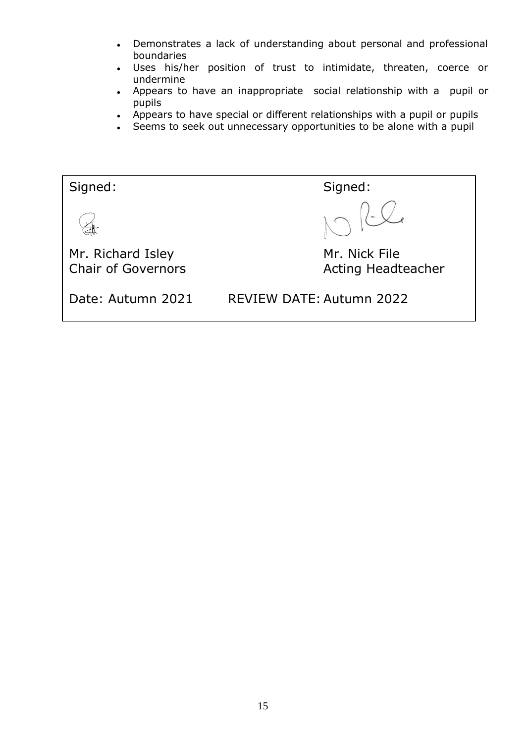- Demonstrates a lack of understanding about personal and professional boundaries
- Uses his/her position of trust to intimidate, threaten, coerce or undermine
- Appears to have an inappropriate social relationship with a pupil or pupils
- Appears to have special or different relationships with a pupil or pupils
- Seems to seek out unnecessary opportunities to be alone with a pupil

| | |
|---|---|
| Signed: | Signed: |
| Mr. Richard Isley<br>Chair of Governors | Mr. Nick File<br>Acting Headteacher |
| Date: Autumn 2021 | REVIEW DATE: Autumn 2022 |